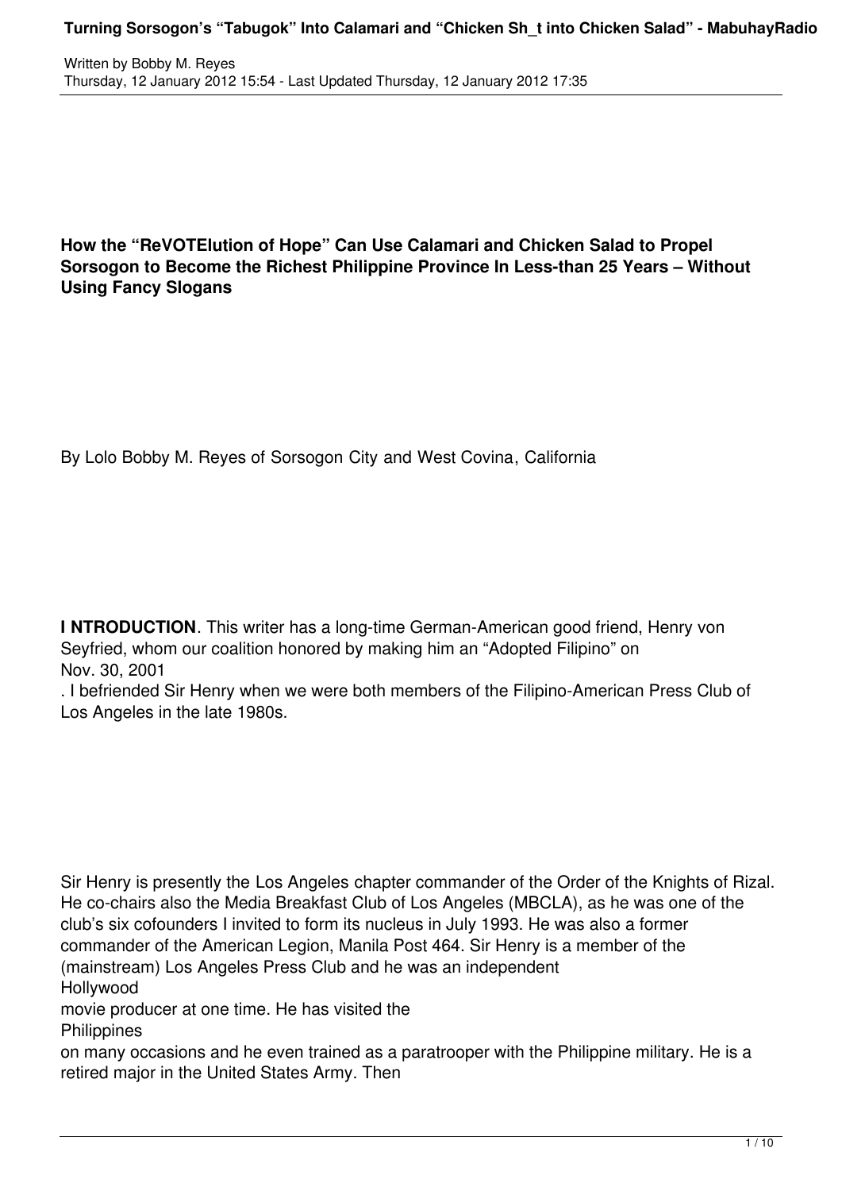**How the "ReVOTElution of Hope" Can Use Calamari and Chicken Salad to Propel Sorsogon to Become the Richest Philippine Province In Less-than 25 Years – Without Using Fancy Slogans**

By Lolo Bobby M. Reyes of Sorsogon City and West Covina, California

**I NTRODUCTION**. This writer has a long-time German-American good friend, Henry von Seyfried, whom our coalition honored by making him an "Adopted Filipino" on Nov. 30, 2001. I befriended Sir Henry when we were both members of the Filipino-American Press Club of Los Angeles in the late 1980s.

Sir Henry is presently the Los Angeles chapter commander of the Order of the Knights of Rizal. He co-chairs also the Media Breakfast Club of Los Angeles (MBCLA), as he was one of the club's six cofounders I invited to form its nucleus in July 1993. He was also a former commander of the American Legion, Manila Post 464. Sir Henry is a member of the (mainstream) Los Angeles Press Club and he was an independent Hollywood movie producer at one time. He has visited the Philippines on many occasions and he even trained as a paratrooper with the Philippine military. He is a retired major in the United States Army. Then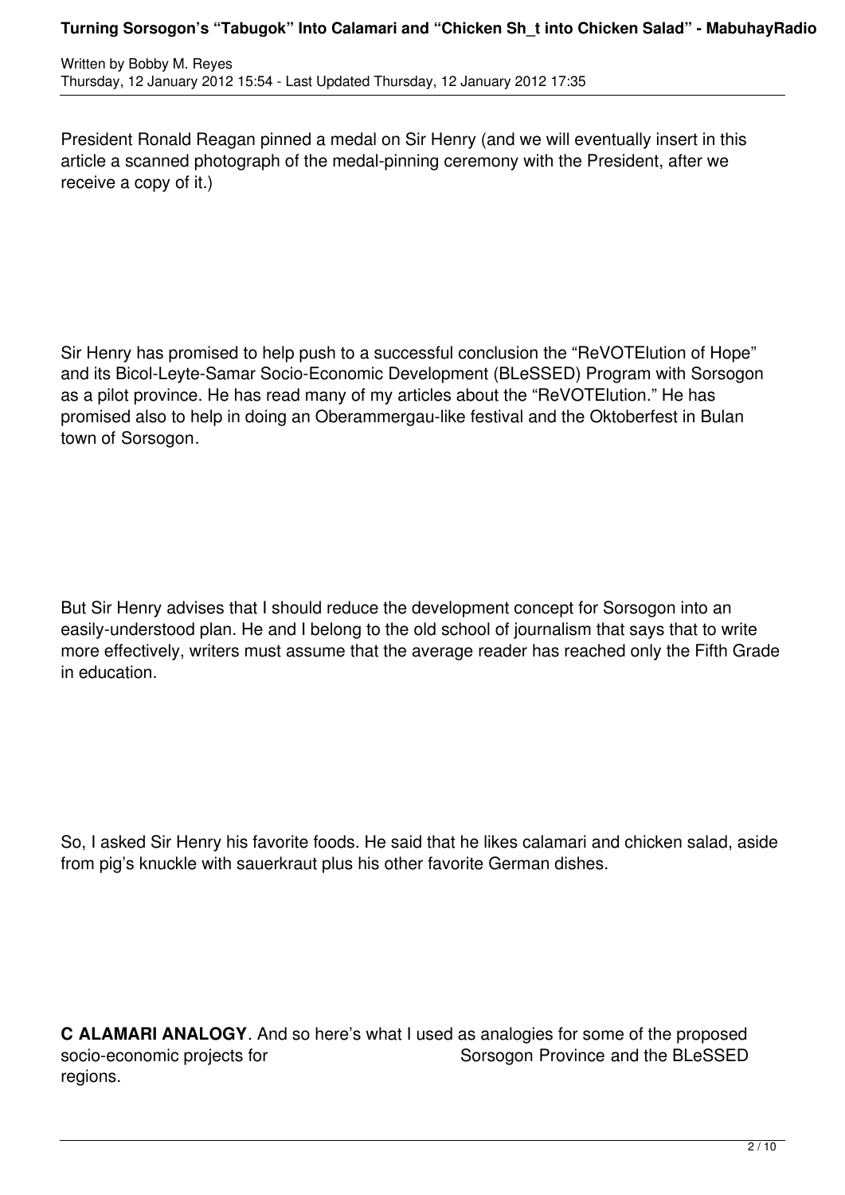President Ronald Reagan pinned a medal on Sir Henry (and we will eventually insert in this article a scanned photograph of the medal-pinning ceremony with the President, after we receive a copy of it.)

Sir Henry has promised to help push to a successful conclusion the "ReVOTElution of Hope" and its Bicol-Leyte-Samar Socio-Economic Development (BLeSSED) Program with Sorsogon as a pilot province. He has read many of my articles about the "ReVOTElution." He has promised also to help in doing an Oberammergau-like festival and the Oktoberfest in Bulan town of Sorsogon.

But Sir Henry advises that I should reduce the development concept for Sorsogon into an easily-understood plan. He and I belong to the old school of journalism that says that to write more effectively, writers must assume that the average reader has reached only the Fifth Grade in education.

So, I asked Sir Henry his favorite foods. He said that he likes calamari and chicken salad, aside from pig's knuckle with sauerkraut plus his other favorite German dishes.

**C ALAMARI ANALOGY**. And so here's what I used as analogies for some of the proposed socio-economic projects for Sorsogon Province and the BLeSSED regions.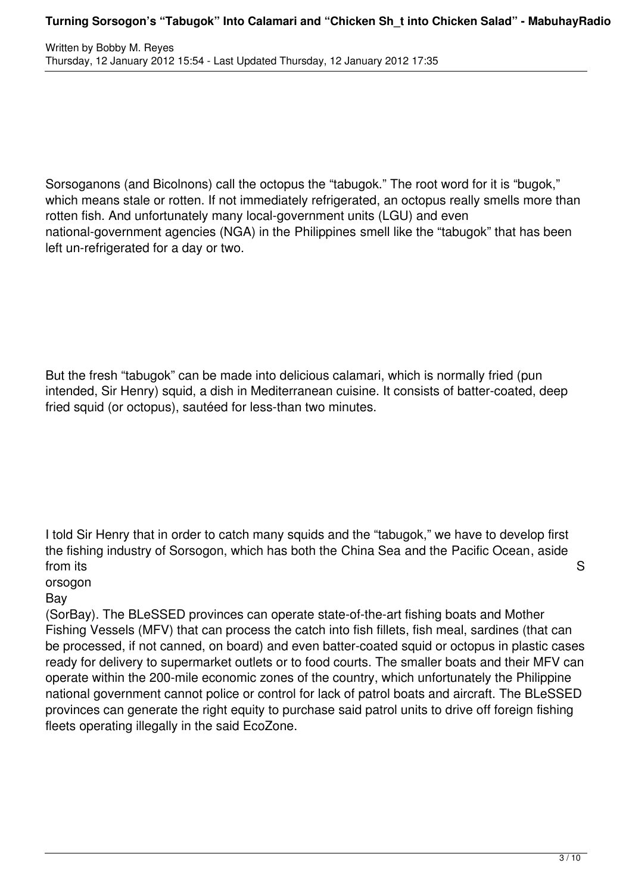Sorsoganons (and Bicolnons) call the octopus the "tabugok." The root word for it is "bugok," which means stale or rotten. If not immediately refrigerated, an octopus really smells more than rotten fish. And unfortunately many local-government units (LGU) and even national-government agencies (NGA) in the Philippines smell like the "tabugok" that has been left un-refrigerated for a day or two.

But the fresh "tabugok" can be made into delicious calamari, which is normally fried (pun intended, Sir Henry) squid, a dish in Mediterranean cuisine. It consists of batter-coated, deep fried squid (or octopus), sautéed for less-than two minutes.

I told Sir Henry that in order to catch many squids and the "tabugok," we have to develop first the fishing industry of Sorsogon, which has both the China Sea and the Pacific Ocean, aside from its Sorsogon Bay (SorBay). The BLeSSED provinces can operate state-of-the-art fishing boats and Mother Fishing Vessels (MFV) that can process the catch into fish fillets, fish meal, sardines (that can be processed, if not canned, on board) and even batter-coated squid or octopus in plastic cases ready for delivery to supermarket outlets or to food courts. The smaller boats and their MFV can operate within the 200-mile economic zones of the country, which unfortunately the Philippine national government cannot police or control for lack of patrol boats and aircraft. The BLeSSED provinces can generate the right equity to purchase said patrol units to drive off foreign fishing fleets operating illegally in the said EcoZone.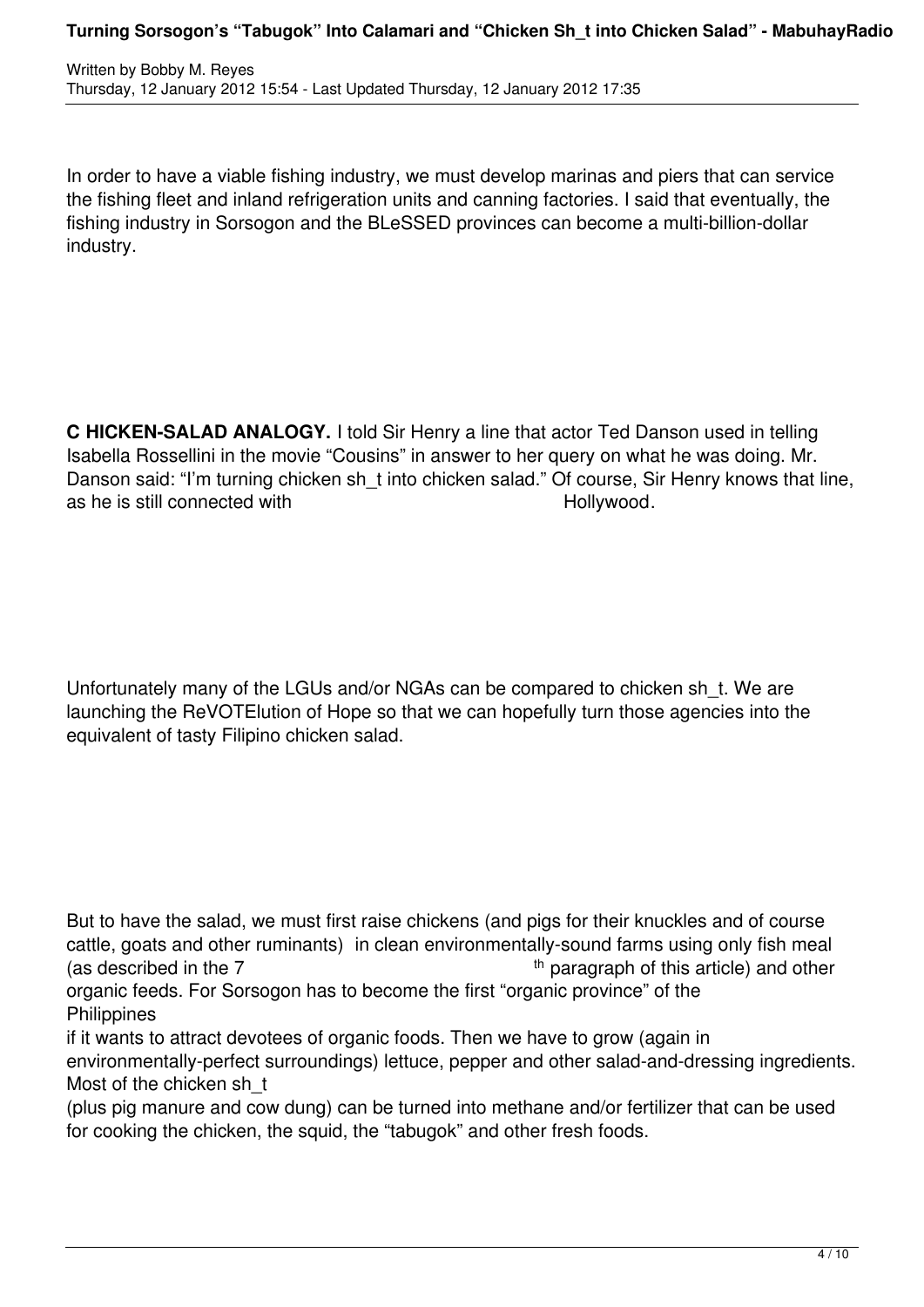In order to have a viable fishing industry, we must develop marinas and piers that can service the fishing fleet and inland refrigeration units and canning factories. I said that eventually, the fishing industry in Sorsogon and the BLeSSED provinces can become a multi-billion-dollar industry.

**C HICKEN-SALAD ANALOGY.** I told Sir Henry a line that actor Ted Danson used in telling Isabella Rossellini in the movie "Cousins" in answer to her query on what he was doing. Mr. Danson said: "I'm turning chicken sh_t into chicken salad." Of course, Sir Henry knows that line, as he is still connected with Hollywood.

Unfortunately many of the LGUs and/or NGAs can be compared to chicken sh_t. We are launching the ReVOTElution of Hope so that we can hopefully turn those agencies into the equivalent of tasty Filipino chicken salad.

But to have the salad, we must first raise chickens (and pigs for their knuckles and of course cattle, goats and other ruminants) in clean environmentally-sound farms using only fish meal (as described in the 7th paragraph of this article) and other organic feeds. For Sorsogon has to become the first "organic province" of the Philippines if it wants to attract devotees of organic foods. Then we have to grow (again in environmentally-perfect surroundings) lettuce, pepper and other salad-and-dressing ingredients. Most of the chicken sh_t (plus pig manure and cow dung) can be turned into methane and/or fertilizer that can be used for cooking the chicken, the squid, the "tabugok" and other fresh foods.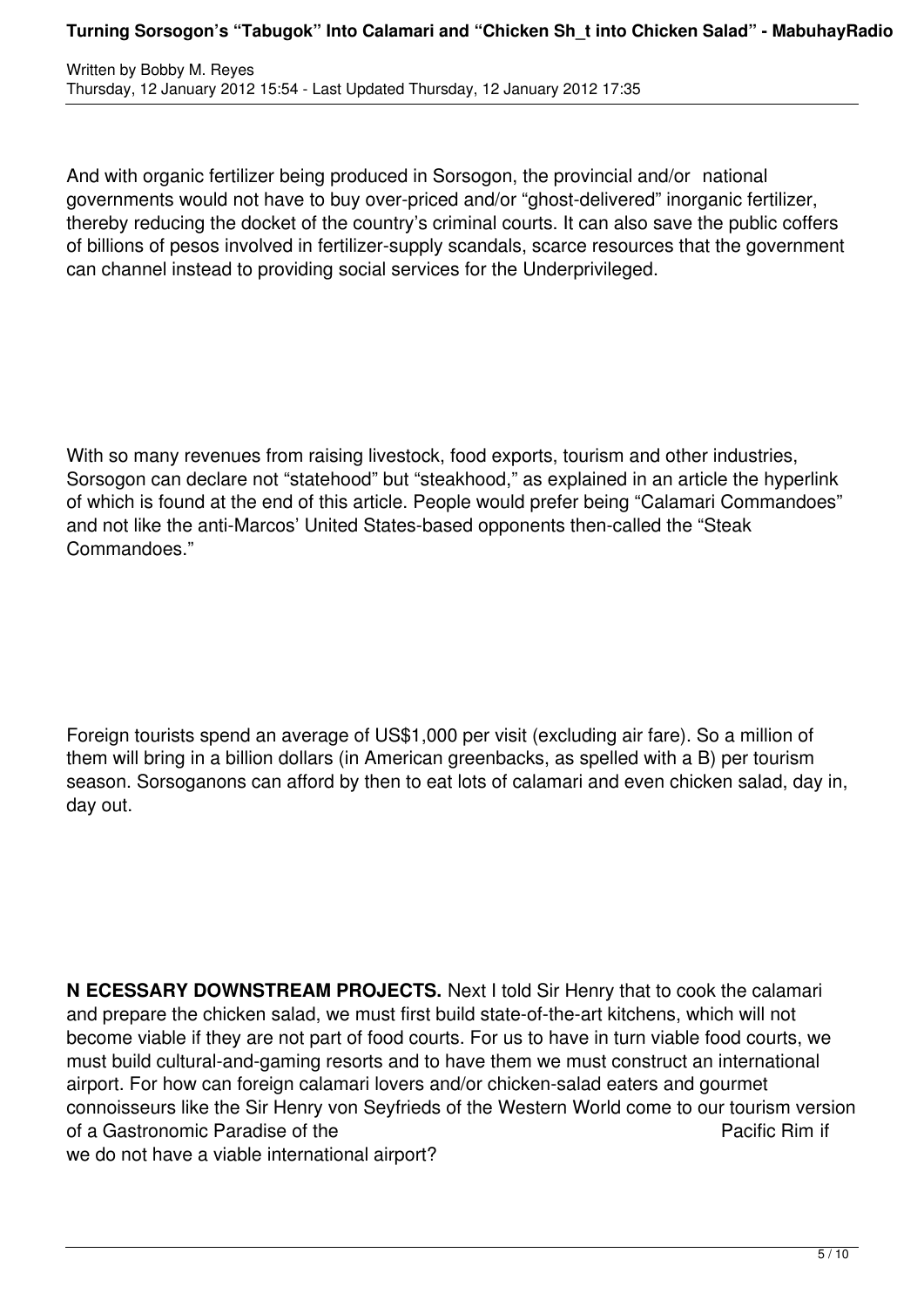And with organic fertilizer being produced in Sorsogon, the provincial and/or national governments would not have to buy over-priced and/or "ghost-delivered" inorganic fertilizer, thereby reducing the docket of the country's criminal courts. It can also save the public coffers of billions of pesos involved in fertilizer-supply scandals, scarce resources that the government can channel instead to providing social services for the Underprivileged.

With so many revenues from raising livestock, food exports, tourism and other industries, Sorsogon can declare not "statehood" but "steakhood," as explained in an article the hyperlink of which is found at the end of this article. People would prefer being "Calamari Commandoes" and not like the anti-Marcos' United States-based opponents then-called the "Steak Commandoes."

Foreign tourists spend an average of US$1,000 per visit (excluding air fare). So a million of them will bring in a billion dollars (in American greenbacks, as spelled with a B) per tourism season. Sorsoganons can afford by then to eat lots of calamari and even chicken salad, day in, day out.

**N ECESSARY DOWNSTREAM PROJECTS.** Next I told Sir Henry that to cook the calamari and prepare the chicken salad, we must first build state-of-the-art kitchens, which will not become viable if they are not part of food courts. For us to have in turn viable food courts, we must build cultural-and-gaming resorts and to have them we must construct an international airport. For how can foreign calamari lovers and/or chicken-salad eaters and gourmet connoisseurs like the Sir Henry von Seyfrieds of the Western World come to our tourism version of a Gastronomic Paradise of the Pacific Rim if we do not have a viable international airport?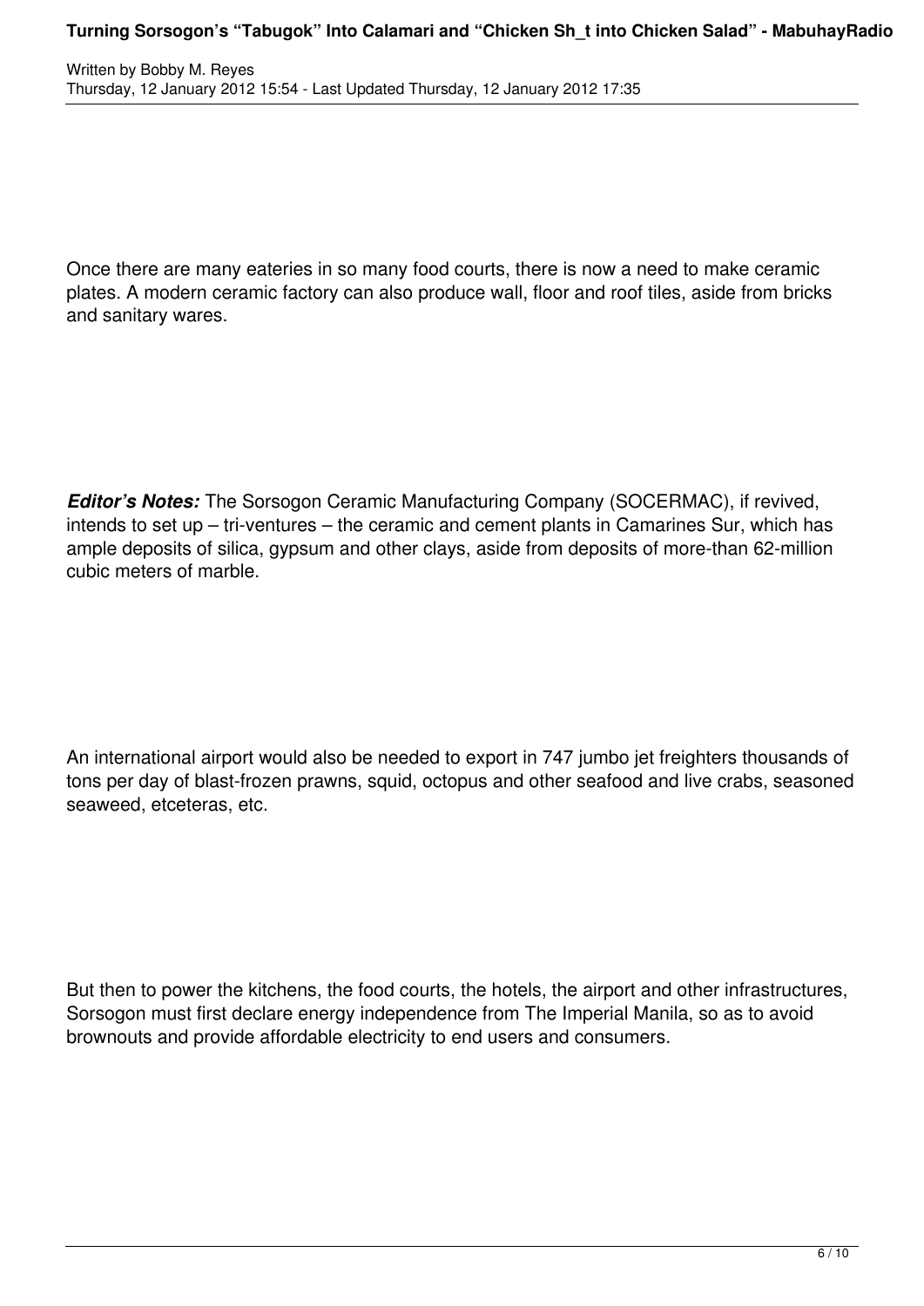Once there are many eateries in so many food courts, there is now a need to make ceramic plates. A modern ceramic factory can also produce wall, floor and roof tiles, aside from bricks and sanitary wares.

***Editor's Notes:*** The Sorsogon Ceramic Manufacturing Company (SOCERMAC), if revived, intends to set up – tri-ventures – the ceramic and cement plants in Camarines Sur, which has ample deposits of silica, gypsum and other clays, aside from deposits of more-than 62-million cubic meters of marble.

An international airport would also be needed to export in 747 jumbo jet freighters thousands of tons per day of blast-frozen prawns, squid, octopus and other seafood and live crabs, seasoned seaweed, etceteras, etc.

But then to power the kitchens, the food courts, the hotels, the airport and other infrastructures, Sorsogon must first declare energy independence from The Imperial Manila, so as to avoid brownouts and provide affordable electricity to end users and consumers.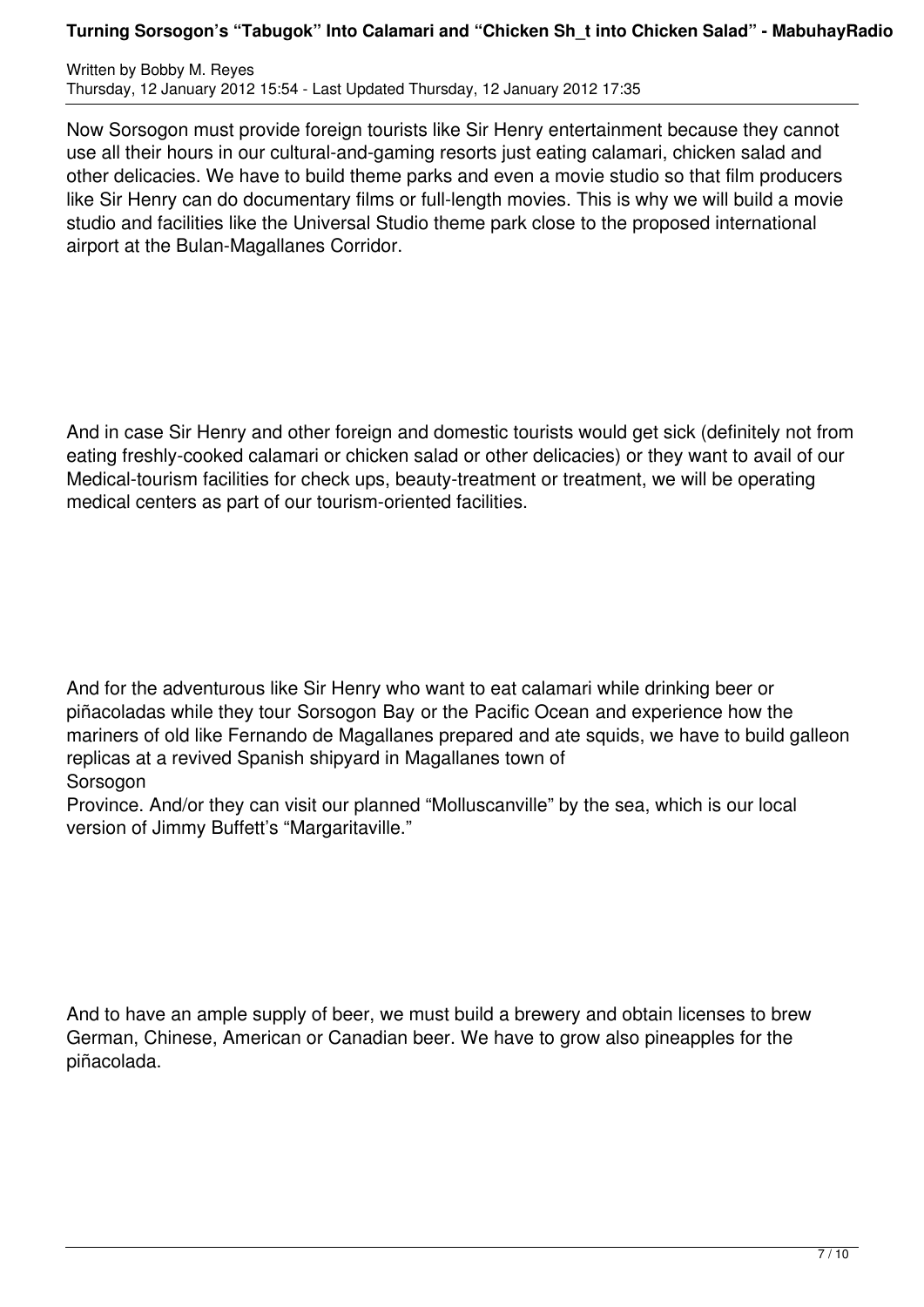Now Sorsogon must provide foreign tourists like Sir Henry entertainment because they cannot use all their hours in our cultural-and-gaming resorts just eating calamari, chicken salad and other delicacies. We have to build theme parks and even a movie studio so that film producers like Sir Henry can do documentary films or full-length movies. This is why we will build a movie studio and facilities like the Universal Studio theme park close to the proposed international airport at the Bulan-Magallanes Corridor.

And in case Sir Henry and other foreign and domestic tourists would get sick (definitely not from eating freshly-cooked calamari or chicken salad or other delicacies) or they want to avail of our Medical-tourism facilities for check ups, beauty-treatment or treatment, we will be operating medical centers as part of our tourism-oriented facilities.

And for the adventurous like Sir Henry who want to eat calamari while drinking beer or piñacoladas while they tour Sorsogon Bay or the Pacific Ocean and experience how the mariners of old like Fernando de Magallanes prepared and ate squids, we have to build galleon replicas at a revived Spanish shipyard in Magallanes town of Sorsogon Province. And/or they can visit our planned "Molluscanville" by the sea, which is our local version of Jimmy Buffett's "Margaritaville."

And to have an ample supply of beer, we must build a brewery and obtain licenses to brew German, Chinese, American or Canadian beer. We have to grow also pineapples for the piñacolada.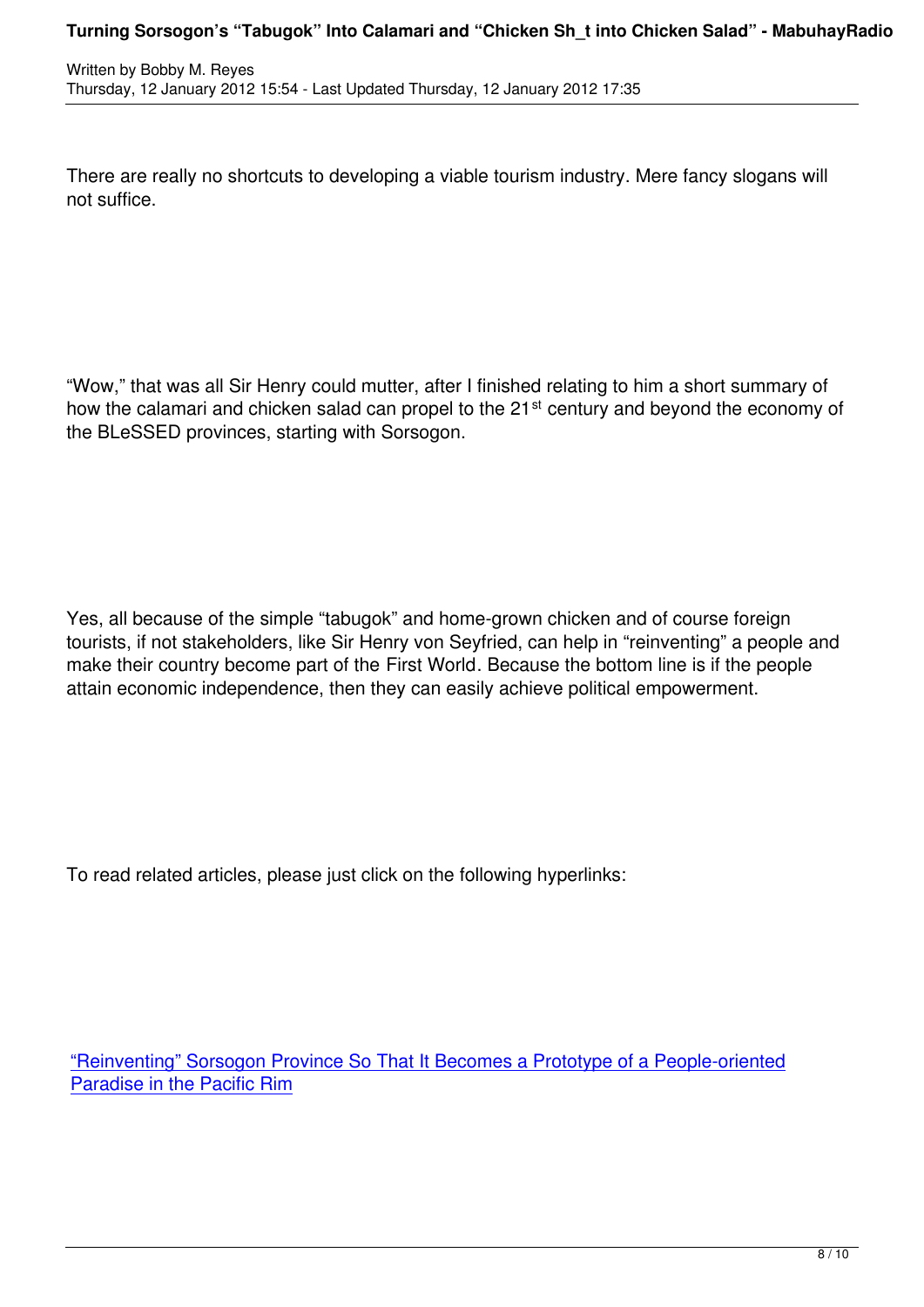There are really no shortcuts to developing a viable tourism industry. Mere fancy slogans will not suffice.

“Wow,” that was all Sir Henry could mutter, after I finished relating to him a short summary of how the calamari and chicken salad can propel to the 21$^{st}$ century and beyond the economy of the BLeSSED provinces, starting with Sorsogon.

Yes, all because of the simple “tabugok” and home-grown chicken and of course foreign tourists, if not stakeholders, like Sir Henry von Seyfried, can help in “reinventing” a people and make their country become part of the First World. Because the bottom line is if the people attain economic independence, then they can easily achieve political empowerment.

To read related articles, please just click on the following hyperlinks:

“Reinventing” Sorsogon Province So That It Becomes a Prototype of a People-oriented Paradise in the Pacific Rim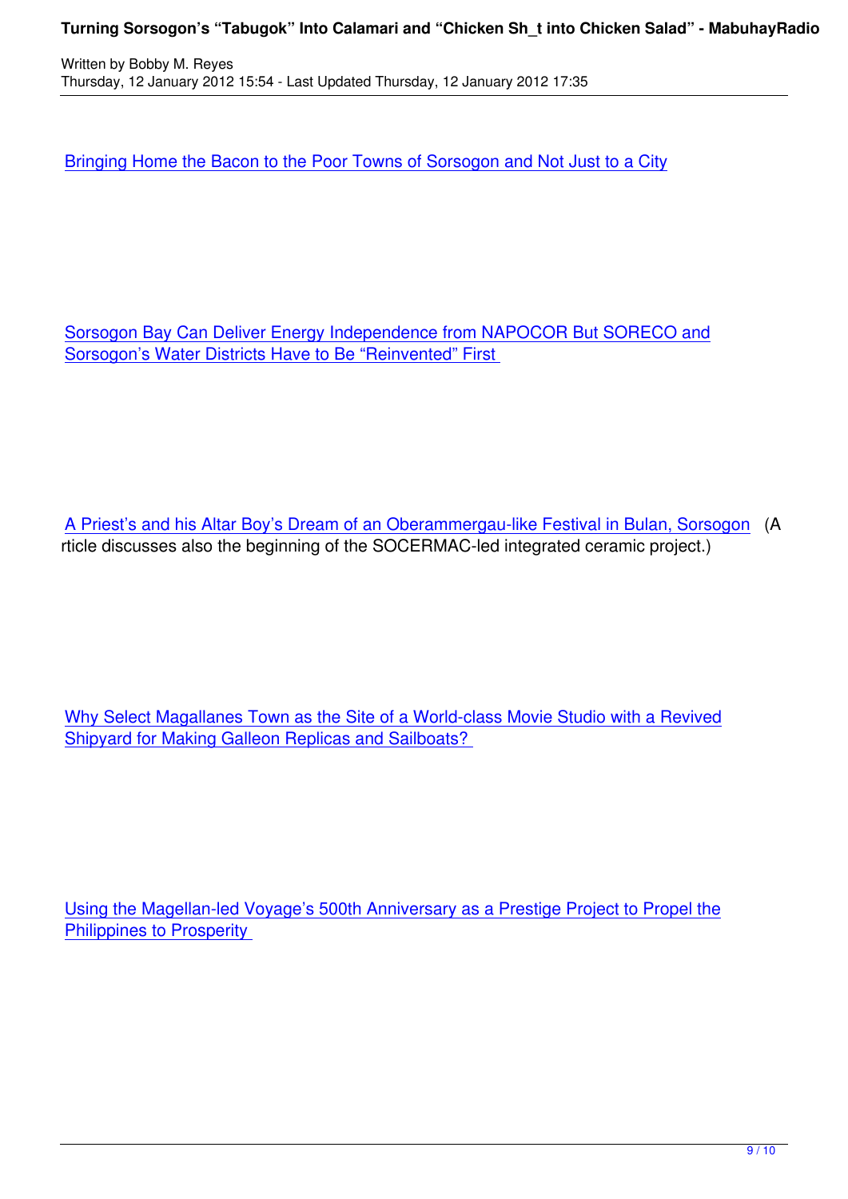Bringing Home the Bacon to the Poor Towns of Sorsogon and Not Just to a City

Sorsogon Bay Can Deliver Energy Independence from NAPOCOR But SORECO and Sorsogon's Water Districts Have to Be "Reinvented" First

A Priest's and his Altar Boy's Dream of an Oberammergau-like Festival in Bulan, Sorsogon (Article discusses also the beginning of the SOCERMAC-led integrated ceramic project.)

Why Select Magallanes Town as the Site of a World-class Movie Studio with a Revived Shipyard for Making Galleon Replicas and Sailboats?

Using the Magellan-led Voyage's 500th Anniversary as a Prestige Project to Propel the Philippines to Prosperity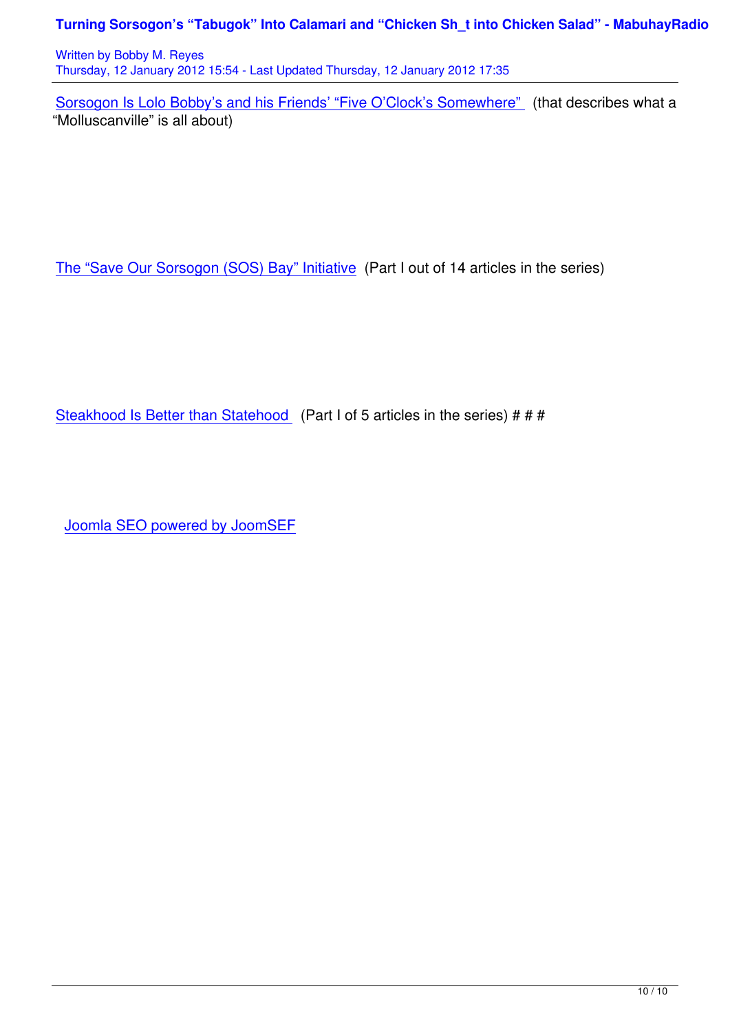Sorsogon Is Lolo Bobby's and his Friends' "Five O'Clock's Somewhere" (that describes what a "Molluscanville" is all about)

The "Save Our Sorsogon (SOS) Bay" Initiative (Part I out of 14 articles in the series)

Steakhood Is Better than Statehood (Part I of 5 articles in the series) # # #

Joomla SEO powered by JoomSEF